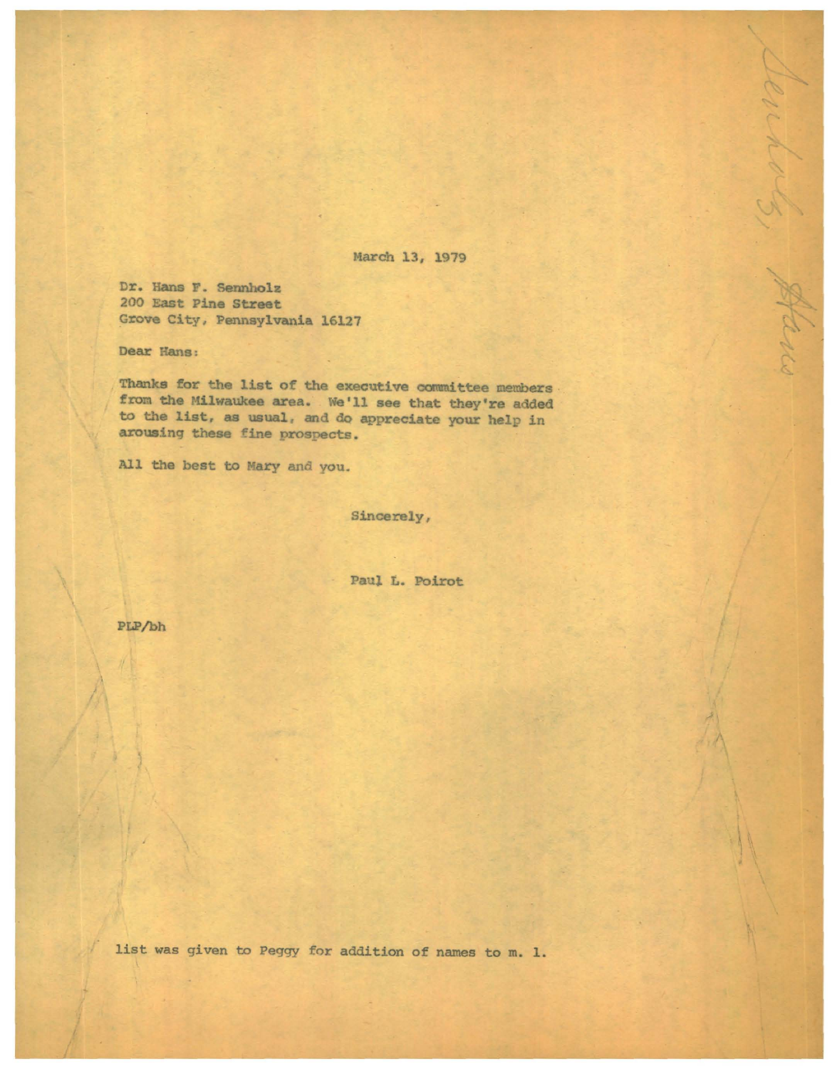March 13, 1979

Dr. Hans F. Sennholz
200 East Pine Street
Grove City, Pennsylvania 16127

Dear Hans:

Thanks for the list of the executive committee members from the Milwaukee area. We'll see that they're added to the list, as usual, and do appreciate your help in arousing these fine prospects.

All the best to Mary and you.

Sincerely,

Paul L. Poirot

PLP/bh

list was given to Peggy for addition of names to m. l.

Sennholz, Hans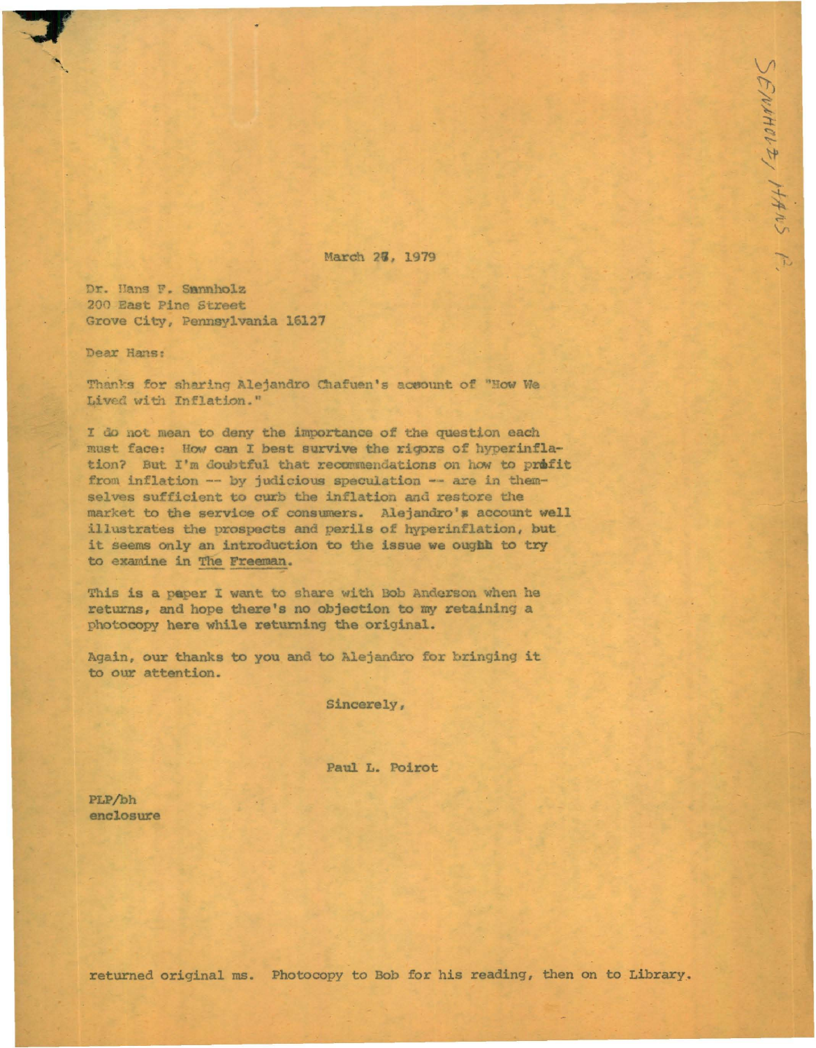SENNHOLZ, HANS F.

March 27, 1979

Dr. Hans F. Sennholz
200 East Pine Street
Grove City, Pennsylvania 16127

Dear Hans:

Thanks for sharing Alejandro Chafuen's account of "How We Lived with Inflation."

I do not mean to deny the importance of the question each must face: How can I best survive the rigors of hyperinflation? But I'm doubtful that recommendations on how to profit from inflation -- by judicious speculation -- are in themselves sufficient to curb the inflation and restore the market to the service of consumers. Alejandro's account well illustrates the prospects and perils of hyperinflation, but it seems only an introduction to the issue we ought to try to examine in The Freeman.

This is a paper I want to share with Bob Anderson when he returns, and hope there's no objection to my retaining a photocopy here while returning the original.

Again, our thanks to you and to Alejandro for bringing it to our attention.

Sincerely,

Paul L. Poirot

PLP/bh
enclosure

returned original ms. Photocopy to Bob for his reading, then on to Library.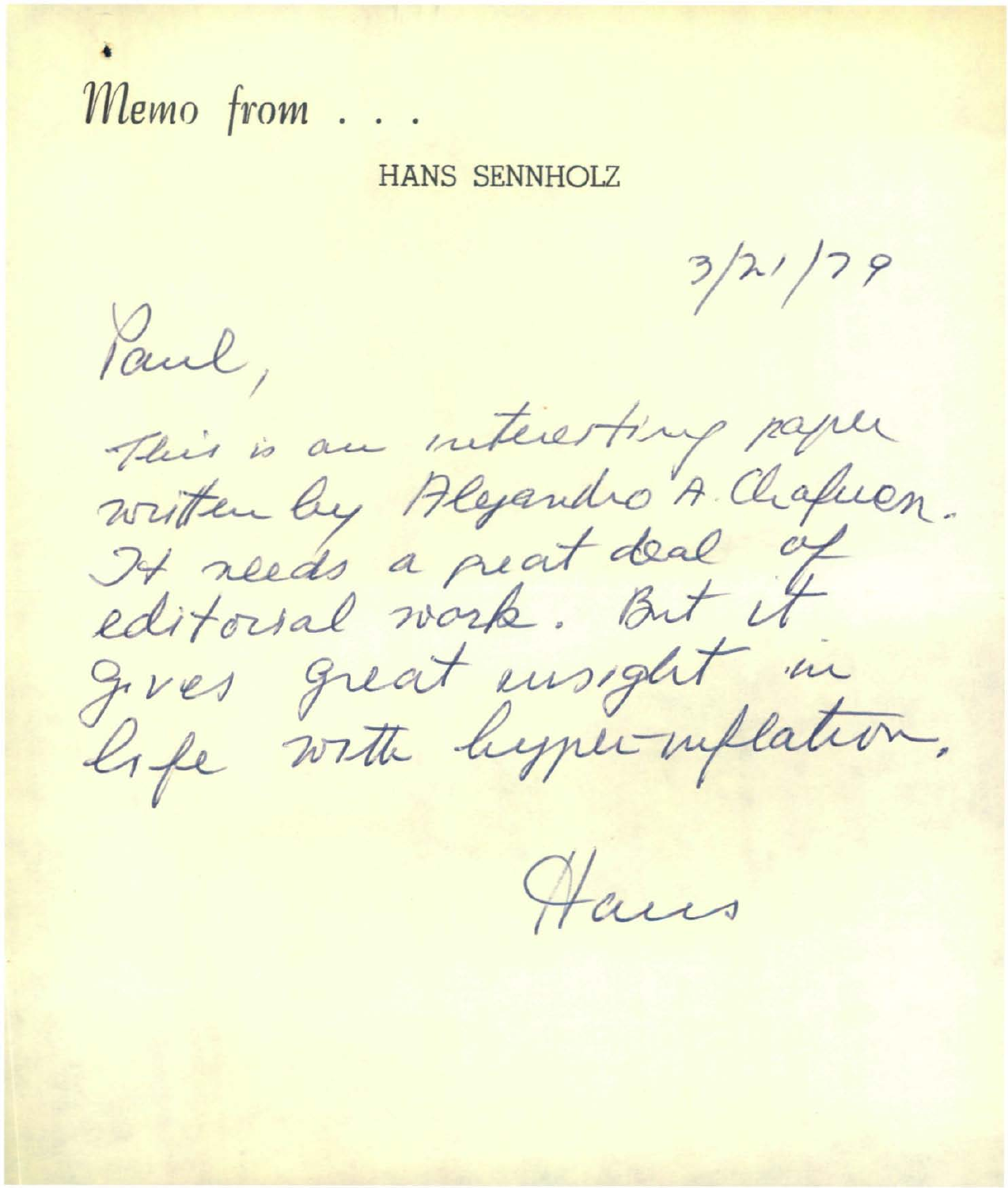*Memo from . . .*

HANS SENNHOLZ

3/21/79

Paul,

This is an interesting paper written by Alejandro A. Chafuen. It needs a great deal of editorial work. But it gives great insight in life with hyper-inflation.

Hans